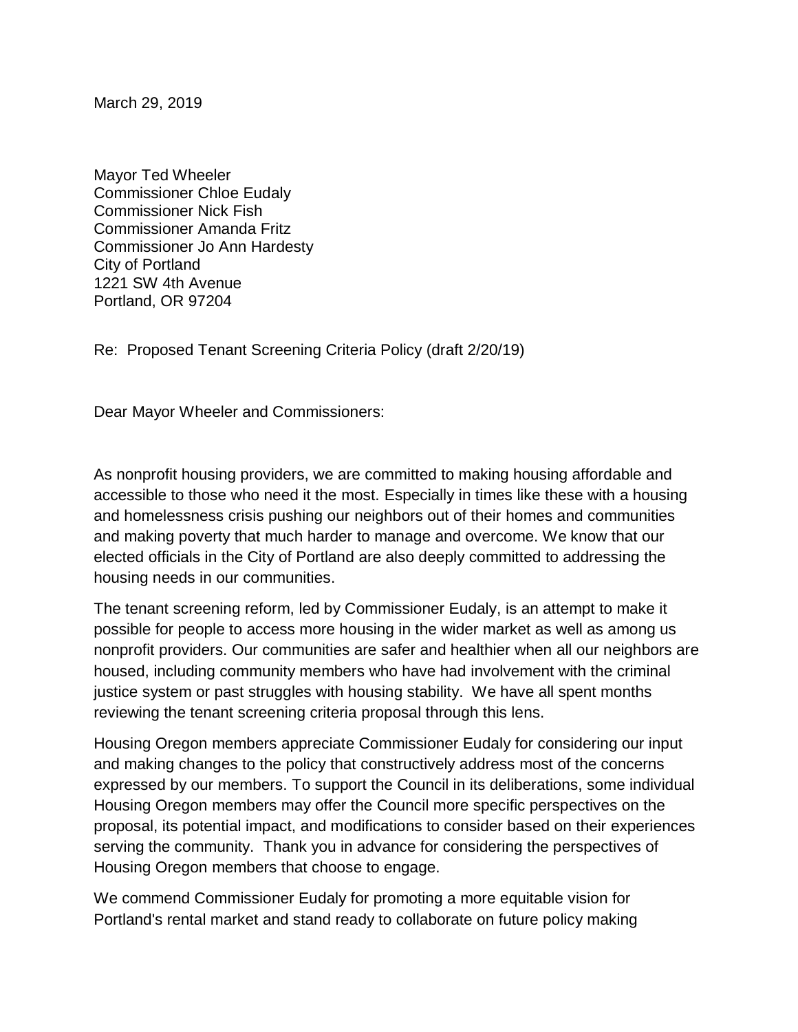March 29, 2019

Mayor Ted Wheeler
Commissioner Chloe Eudaly
Commissioner Nick Fish
Commissioner Amanda Fritz
Commissioner Jo Ann Hardesty
City of Portland
1221 SW 4th Avenue
Portland, OR 97204

Re: Proposed Tenant Screening Criteria Policy (draft 2/20/19)

Dear Mayor Wheeler and Commissioners:

As nonprofit housing providers, we are committed to making housing affordable and accessible to those who need it the most. Especially in times like these with a housing and homelessness crisis pushing our neighbors out of their homes and communities and making poverty that much harder to manage and overcome. We know that our elected officials in the City of Portland are also deeply committed to addressing the housing needs in our communities.

The tenant screening reform, led by Commissioner Eudaly, is an attempt to make it possible for people to access more housing in the wider market as well as among us nonprofit providers. Our communities are safer and healthier when all our neighbors are housed, including community members who have had involvement with the criminal justice system or past struggles with housing stability. We have all spent months reviewing the tenant screening criteria proposal through this lens.

Housing Oregon members appreciate Commissioner Eudaly for considering our input and making changes to the policy that constructively address most of the concerns expressed by our members. To support the Council in its deliberations, some individual Housing Oregon members may offer the Council more specific perspectives on the proposal, its potential impact, and modifications to consider based on their experiences serving the community. Thank you in advance for considering the perspectives of Housing Oregon members that choose to engage.

We commend Commissioner Eudaly for promoting a more equitable vision for Portland's rental market and stand ready to collaborate on future policy making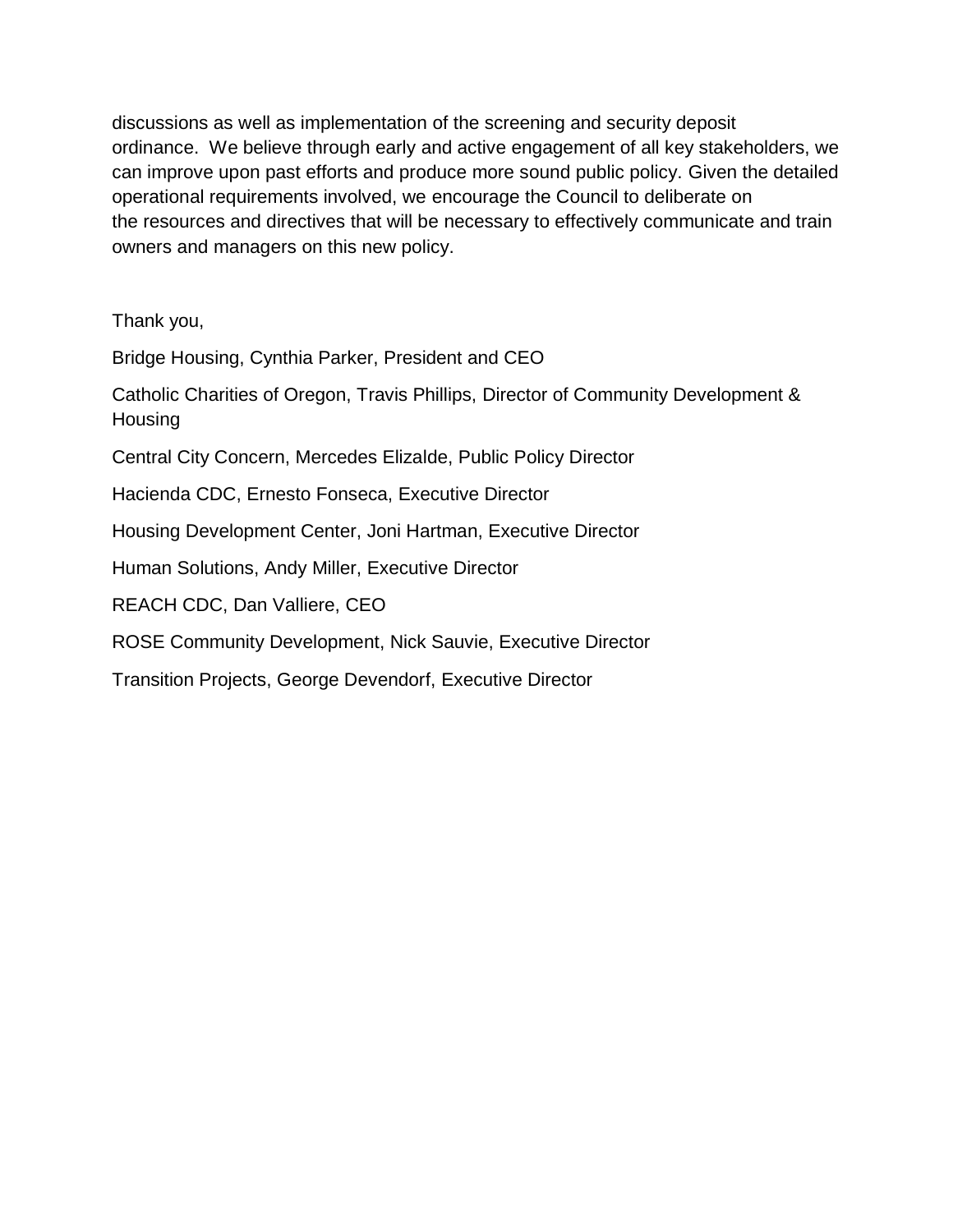discussions as well as implementation of the screening and security deposit ordinance. We believe through early and active engagement of all key stakeholders, we can improve upon past efforts and produce more sound public policy. Given the detailed operational requirements involved, we encourage the Council to deliberate on the resources and directives that will be necessary to effectively communicate and train owners and managers on this new policy.

Thank you,

Bridge Housing, Cynthia Parker, President and CEO

Catholic Charities of Oregon, Travis Phillips, Director of Community Development & Housing

Central City Concern, Mercedes Elizalde, Public Policy Director

Hacienda CDC, Ernesto Fonseca, Executive Director

Housing Development Center, Joni Hartman, Executive Director

Human Solutions, Andy Miller, Executive Director

REACH CDC, Dan Valliere, CEO

ROSE Community Development, Nick Sauvie, Executive Director

Transition Projects, George Devendorf, Executive Director